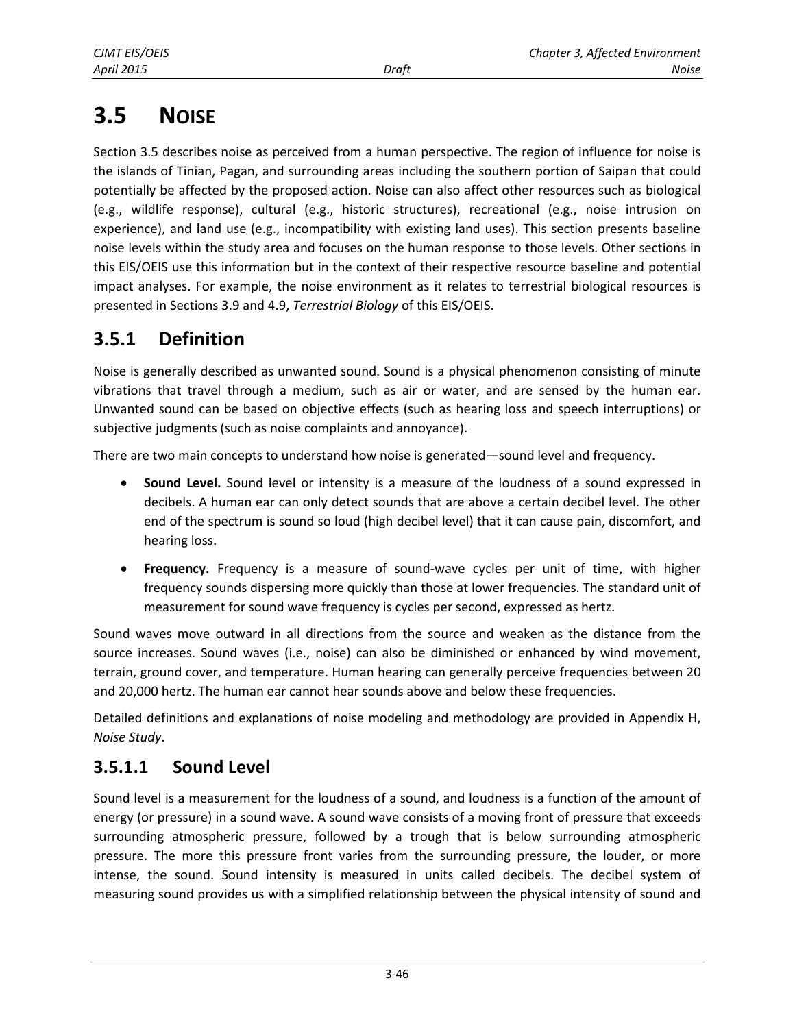# 3.5 NOISE

Section 3.5 describes noise as perceived from a human perspective. The region of influence for noise is the islands of Tinian, Pagan, and surrounding areas including the southern portion of Saipan that could potentially be affected by the proposed action. Noise can also affect other resources such as biological (e.g., wildlife response), cultural (e.g., historic structures), recreational (e.g., noise intrusion on experience), and land use (e.g., incompatibility with existing land uses). This section presents baseline noise levels within the study area and focuses on the human response to those levels. Other sections in this EIS/OEIS use this information but in the context of their respective resource baseline and potential impact analyses. For example, the noise environment as it relates to terrestrial biological resources is presented in Sections 3.9 and 4.9, *Terrestrial Biology* of this EIS/OEIS.

## 3.5.1 Definition

Noise is generally described as unwanted sound. Sound is a physical phenomenon consisting of minute vibrations that travel through a medium, such as air or water, and are sensed by the human ear. Unwanted sound can be based on objective effects (such as hearing loss and speech interruptions) or subjective judgments (such as noise complaints and annoyance).

There are two main concepts to understand how noise is generated—sound level and frequency.

- **Sound Level.** Sound level or intensity is a measure of the loudness of a sound expressed in decibels. A human ear can only detect sounds that are above a certain decibel level. The other end of the spectrum is sound so loud (high decibel level) that it can cause pain, discomfort, and hearing loss.
- **Frequency.** Frequency is a measure of sound-wave cycles per unit of time, with higher frequency sounds dispersing more quickly than those at lower frequencies. The standard unit of measurement for sound wave frequency is cycles per second, expressed as hertz.

Sound waves move outward in all directions from the source and weaken as the distance from the source increases. Sound waves (i.e., noise) can also be diminished or enhanced by wind movement, terrain, ground cover, and temperature. Human hearing can generally perceive frequencies between 20 and 20,000 hertz. The human ear cannot hear sounds above and below these frequencies.

Detailed definitions and explanations of noise modeling and methodology are provided in Appendix H, *Noise Study*.

### 3.5.1.1 Sound Level

Sound level is a measurement for the loudness of a sound, and loudness is a function of the amount of energy (or pressure) in a sound wave. A sound wave consists of a moving front of pressure that exceeds surrounding atmospheric pressure, followed by a trough that is below surrounding atmospheric pressure. The more this pressure front varies from the surrounding pressure, the louder, or more intense, the sound. Sound intensity is measured in units called decibels. The decibel system of measuring sound provides us with a simplified relationship between the physical intensity of sound and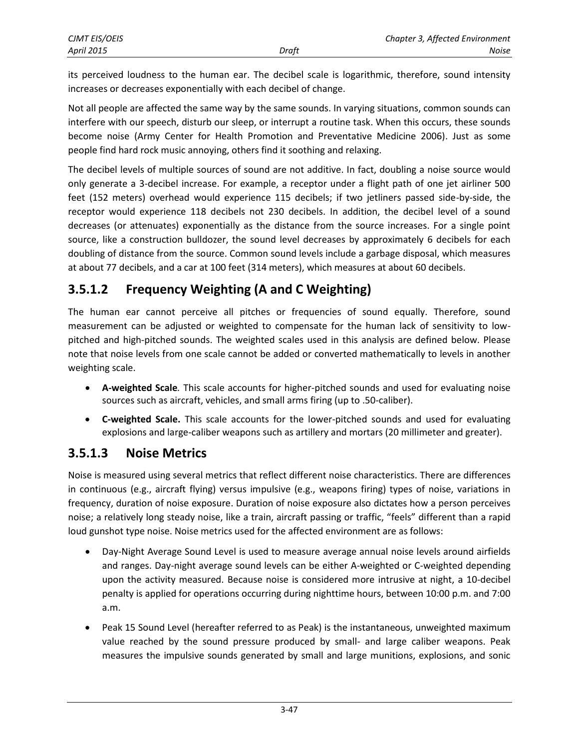its perceived loudness to the human ear. The decibel scale is logarithmic, therefore, sound intensity increases or decreases exponentially with each decibel of change.

Not all people are affected the same way by the same sounds. In varying situations, common sounds can interfere with our speech, disturb our sleep, or interrupt a routine task. When this occurs, these sounds become noise (Army Center for Health Promotion and Preventative Medicine 2006). Just as some people find hard rock music annoying, others find it soothing and relaxing.

The decibel levels of multiple sources of sound are not additive. In fact, doubling a noise source would only generate a 3-decibel increase. For example, a receptor under a flight path of one jet airliner 500 feet (152 meters) overhead would experience 115 decibels; if two jetliners passed side-by-side, the receptor would experience 118 decibels not 230 decibels. In addition, the decibel level of a sound decreases (or attenuates) exponentially as the distance from the source increases. For a single point source, like a construction bulldozer, the sound level decreases by approximately 6 decibels for each doubling of distance from the source. Common sound levels include a garbage disposal, which measures at about 77 decibels, and a car at 100 feet (314 meters), which measures at about 60 decibels.

### 3.5.1.2 Frequency Weighting (A and C Weighting)

The human ear cannot perceive all pitches or frequencies of sound equally. Therefore, sound measurement can be adjusted or weighted to compensate for the human lack of sensitivity to low-pitched and high-pitched sounds. The weighted scales used in this analysis are defined below. Please note that noise levels from one scale cannot be added or converted mathematically to levels in another weighting scale.

- **A-weighted Scale***.* This scale accounts for higher-pitched sounds and used for evaluating noise sources such as aircraft, vehicles, and small arms firing (up to .50-caliber).
- **C-weighted Scale.** This scale accounts for the lower-pitched sounds and used for evaluating explosions and large-caliber weapons such as artillery and mortars (20 millimeter and greater).

### 3.5.1.3 Noise Metrics

Noise is measured using several metrics that reflect different noise characteristics. There are differences in continuous (e.g., aircraft flying) versus impulsive (e.g., weapons firing) types of noise, variations in frequency, duration of noise exposure. Duration of noise exposure also dictates how a person perceives noise; a relatively long steady noise, like a train, aircraft passing or traffic, "feels" different than a rapid loud gunshot type noise. Noise metrics used for the affected environment are as follows:

- Day-Night Average Sound Level is used to measure average annual noise levels around airfields and ranges. Day-night average sound levels can be either A-weighted or C-weighted depending upon the activity measured. Because noise is considered more intrusive at night, a 10-decibel penalty is applied for operations occurring during nighttime hours, between 10:00 p.m. and 7:00 a.m.
- Peak 15 Sound Level (hereafter referred to as Peak) is the instantaneous, unweighted maximum value reached by the sound pressure produced by small- and large caliber weapons. Peak measures the impulsive sounds generated by small and large munitions, explosions, and sonic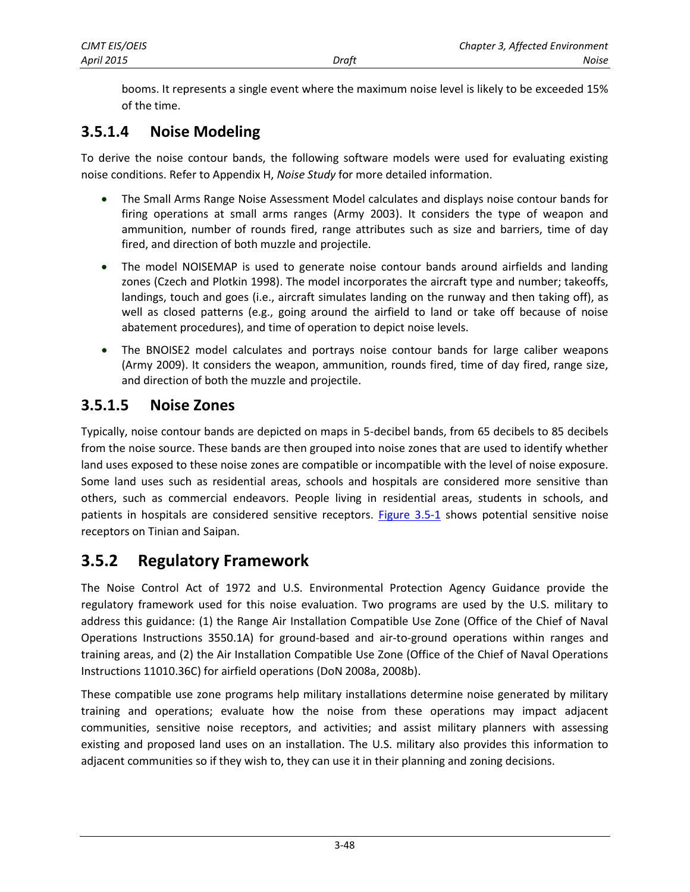booms. It represents a single event where the maximum noise level is likely to be exceeded 15% of the time.

### 3.5.1.4 Noise Modeling

To derive the noise contour bands, the following software models were used for evaluating existing noise conditions. Refer to Appendix H, *Noise Study* for more detailed information.

- The Small Arms Range Noise Assessment Model calculates and displays noise contour bands for firing operations at small arms ranges (Army 2003). It considers the type of weapon and ammunition, number of rounds fired, range attributes such as size and barriers, time of day fired, and direction of both muzzle and projectile.
- The model NOISEMAP is used to generate noise contour bands around airfields and landing zones (Czech and Plotkin 1998). The model incorporates the aircraft type and number; takeoffs, landings, touch and goes (i.e., aircraft simulates landing on the runway and then taking off), as well as closed patterns (e.g., going around the airfield to land or take off because of noise abatement procedures), and time of operation to depict noise levels.
- The BNOISE2 model calculates and portrays noise contour bands for large caliber weapons (Army 2009). It considers the weapon, ammunition, rounds fired, time of day fired, range size, and direction of both the muzzle and projectile.

### 3.5.1.5 Noise Zones

Typically, noise contour bands are depicted on maps in 5-decibel bands, from 65 decibels to 85 decibels from the noise source. These bands are then grouped into noise zones that are used to identify whether land uses exposed to these noise zones are compatible or incompatible with the level of noise exposure. Some land uses such as residential areas, schools and hospitals are considered more sensitive than others, such as commercial endeavors. People living in residential areas, students in schools, and patients in hospitals are considered sensitive receptors. Figure 3.5-1 shows potential sensitive noise receptors on Tinian and Saipan.

## 3.5.2 Regulatory Framework

The Noise Control Act of 1972 and U.S. Environmental Protection Agency Guidance provide the regulatory framework used for this noise evaluation. Two programs are used by the U.S. military to address this guidance: (1) the Range Air Installation Compatible Use Zone (Office of the Chief of Naval Operations Instructions 3550.1A) for ground-based and air-to-ground operations within ranges and training areas, and (2) the Air Installation Compatible Use Zone (Office of the Chief of Naval Operations Instructions 11010.36C) for airfield operations (DoN 2008a, 2008b).

These compatible use zone programs help military installations determine noise generated by military training and operations; evaluate how the noise from these operations may impact adjacent communities, sensitive noise receptors, and activities; and assist military planners with assessing existing and proposed land uses on an installation. The U.S. military also provides this information to adjacent communities so if they wish to, they can use it in their planning and zoning decisions.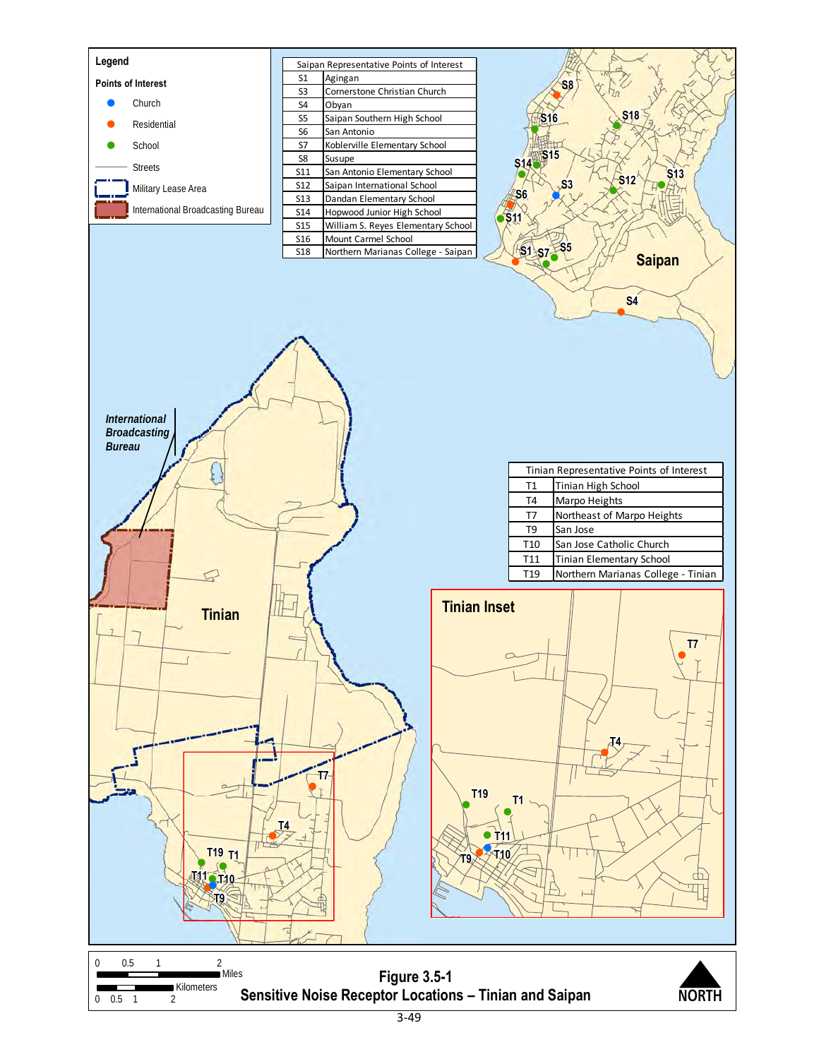**Legend**

**Points of Interest**

- Church
- Residential
- School
- Streets
- Military Lease Area
- International Broadcasting Bureau

| Saipan Representative Points of Interest | |
|---|---|
| S1 | Agingan |
| S3 | Cornerstone Christian Church |
| S4 | Obyan |
| S5 | Saipan Southern High School |
| S6 | San Antonio |
| S7 | Koblerville Elementary School |
| S8 | Susupe |
| S11 | San Antonio Elementary School |
| S12 | Saipan International School |
| S13 | Dandan Elementary School |
| S14 | Hopwood Junior High School |
| S15 | William S. Reyes Elementary School |
| S16 | Mount Carmel School |
| S18 | Northern Marianas College - Saipan |

| Tinian Representative Points of Interest | |
|---|---|
| T1 | Tinian High School |
| T4 | Marpo Heights |
| T7 | Northeast of Marpo Heights |
| T9 | San Jose |
| T10 | San Jose Catholic Church |
| T11 | Tinian Elementary School |
| T19 | Northern Marianas College - Tinian |

Saipan

Tinian

*International Broadcasting Bureau*

Tinian Inset

0 0.5 1 2 Miles

0 0.5 1 2 Kilometers

NORTH

**Figure 3.5-1**
**Sensitive Noise Receptor Locations – Tinian and Saipan**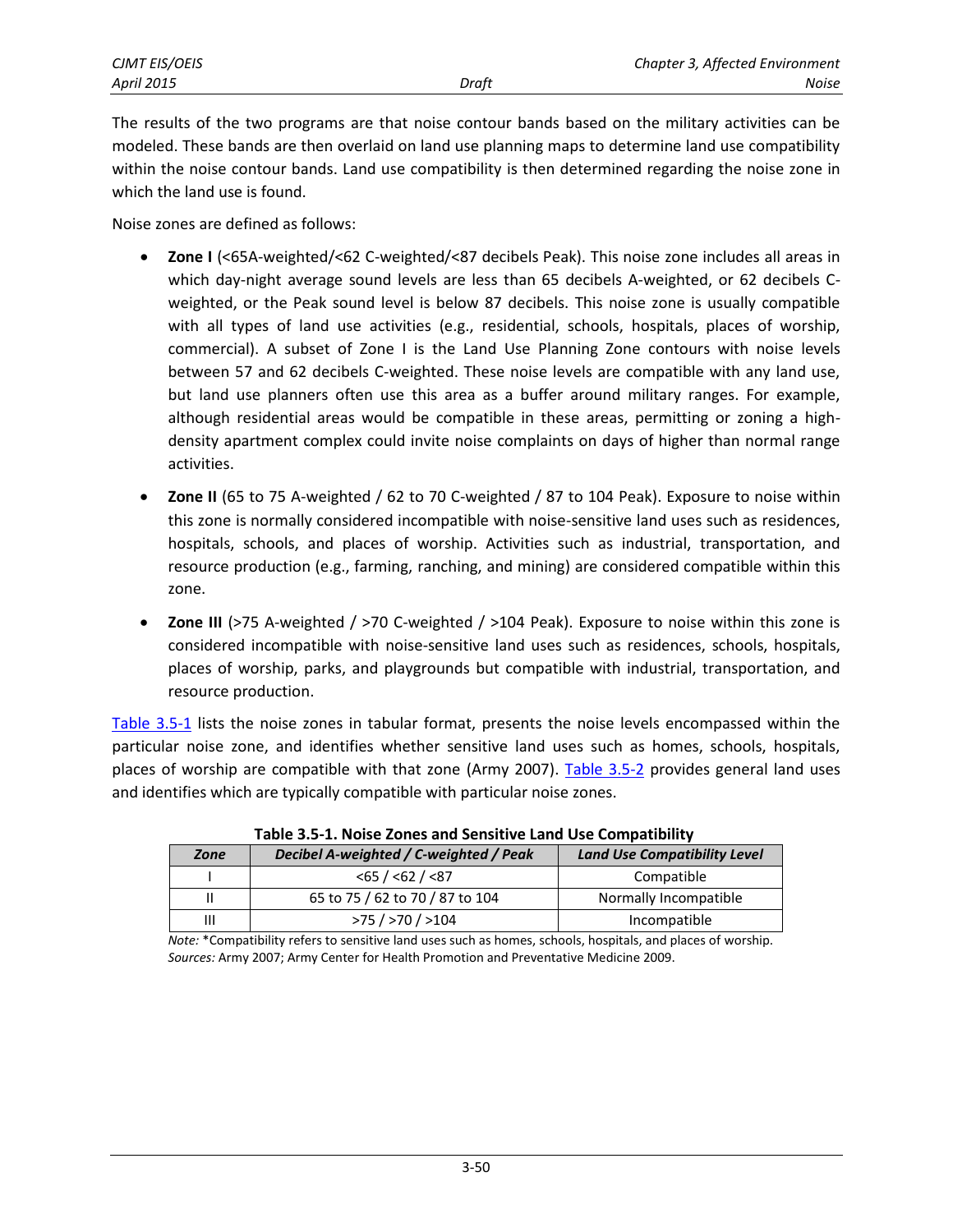The results of the two programs are that noise contour bands based on the military activities can be modeled. These bands are then overlaid on land use planning maps to determine land use compatibility within the noise contour bands. Land use compatibility is then determined regarding the noise zone in which the land use is found.

Noise zones are defined as follows:

- **Zone I** (<65A-weighted/<62 C-weighted/<87 decibels Peak). This noise zone includes all areas in which day-night average sound levels are less than 65 decibels A-weighted, or 62 decibels C-weighted, or the Peak sound level is below 87 decibels. This noise zone is usually compatible with all types of land use activities (e.g., residential, schools, hospitals, places of worship, commercial). A subset of Zone I is the Land Use Planning Zone contours with noise levels between 57 and 62 decibels C-weighted. These noise levels are compatible with any land use, but land use planners often use this area as a buffer around military ranges. For example, although residential areas would be compatible in these areas, permitting or zoning a high-density apartment complex could invite noise complaints on days of higher than normal range activities.
- **Zone II** (65 to 75 A-weighted / 62 to 70 C-weighted / 87 to 104 Peak). Exposure to noise within this zone is normally considered incompatible with noise-sensitive land uses such as residences, hospitals, schools, and places of worship. Activities such as industrial, transportation, and resource production (e.g., farming, ranching, and mining) are considered compatible within this zone.
- **Zone III** (>75 A-weighted / >70 C-weighted / >104 Peak). Exposure to noise within this zone is considered incompatible with noise-sensitive land uses such as residences, schools, hospitals, places of worship, parks, and playgrounds but compatible with industrial, transportation, and resource production.

Table 3.5-1 lists the noise zones in tabular format, presents the noise levels encompassed within the particular noise zone, and identifies whether sensitive land uses such as homes, schools, hospitals, places of worship are compatible with that zone (Army 2007). Table 3.5-2 provides general land uses and identifies which are typically compatible with particular noise zones.

**Table 3.5-1. Noise Zones and Sensitive Land Use Compatibility**

| *Zone* | *Decibel A-weighted / C-weighted / Peak* | *Land Use Compatibility Level* |
|---|---|---|
| I | <65 / <62 / <87 | Compatible |
| II | 65 to 75 / 62 to 70 / 87 to 104 | Normally Incompatible |
| III | >75 / >70 / >104 | Incompatible |

*Note:* *Compatibility refers to sensitive land uses such as homes, schools, hospitals, and places of worship.
*Sources:* Army 2007; Army Center for Health Promotion and Preventative Medicine 2009.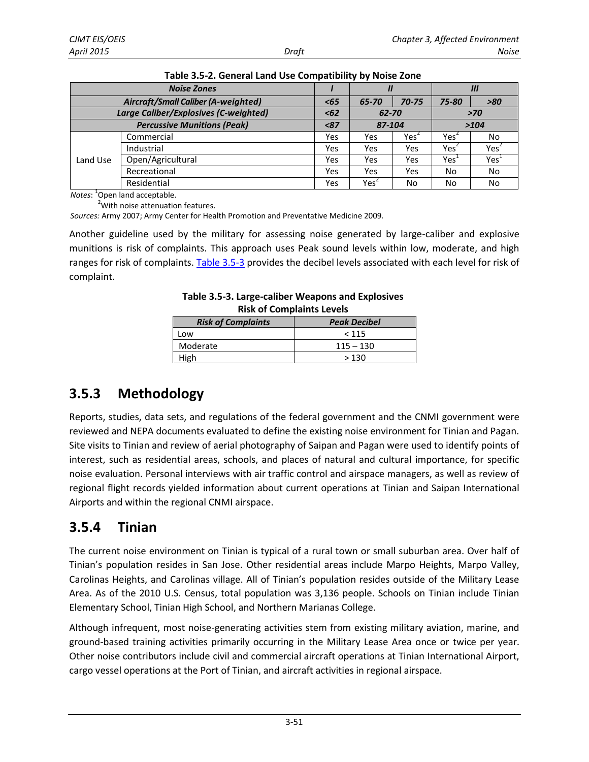**Table 3.5-2. General Land Use Compatibility by Noise Zone**

| *Noise Zones* | | *I* | *II* | | *III* | |
|---|---|---|---|---|---|---|
| *Aircraft/Small Caliber (A-weighted)* | | *<65* | *65-70* | *70-75* | *75-80* | *>80* |
| *Large Caliber/Explosives (C-weighted)* | | *<62* | *62-70* | | *>70* | |
| *Percussive Munitions (Peak)* | | *<87* | *87-104* | | *>104* | |
| Land Use | Commercial | Yes | Yes | Yes[2] | Yes[2] | No |
| | Industrial | Yes | Yes | Yes | Yes[2] | Yes[2] |
| | Open/Agricultural | Yes | Yes | Yes | Yes[1] | Yes[1] |
| | Recreational | Yes | Yes | Yes | No | No |
| | Residential | Yes | Yes[2] | No | No | No |

*Notes*: [1]Open land acceptable.
[2]With noise attenuation features.
*Sources:* Army 2007; Army Center for Health Promotion and Preventative Medicine 2009.

Another guideline used by the military for assessing noise generated by large-caliber and explosive munitions is risk of complaints. This approach uses Peak sound levels within low, moderate, and high ranges for risk of complaints. Table 3.5-3 provides the decibel levels associated with each level for risk of complaint.

**Table 3.5-3. Large-caliber Weapons and Explosives Risk of Complaints Levels**

| *Risk of Complaints* | *Peak Decibel* |
|---|---|
| Low | < 115 |
| Moderate | 115 – 130 |
| High | > 130 |

## 3.5.3 Methodology

Reports, studies, data sets, and regulations of the federal government and the CNMI government were reviewed and NEPA documents evaluated to define the existing noise environment for Tinian and Pagan. Site visits to Tinian and review of aerial photography of Saipan and Pagan were used to identify points of interest, such as residential areas, schools, and places of natural and cultural importance, for specific noise evaluation. Personal interviews with air traffic control and airspace managers, as well as review of regional flight records yielded information about current operations at Tinian and Saipan International Airports and within the regional CNMI airspace.

## 3.5.4 Tinian

The current noise environment on Tinian is typical of a rural town or small suburban area. Over half of Tinian's population resides in San Jose. Other residential areas include Marpo Heights, Marpo Valley, Carolinas Heights, and Carolinas village. All of Tinian's population resides outside of the Military Lease Area. As of the 2010 U.S. Census, total population was 3,136 people. Schools on Tinian include Tinian Elementary School, Tinian High School, and Northern Marianas College.

Although infrequent, most noise-generating activities stem from existing military aviation, marine, and ground-based training activities primarily occurring in the Military Lease Area once or twice per year. Other noise contributors include civil and commercial aircraft operations at Tinian International Airport, cargo vessel operations at the Port of Tinian, and aircraft activities in regional airspace.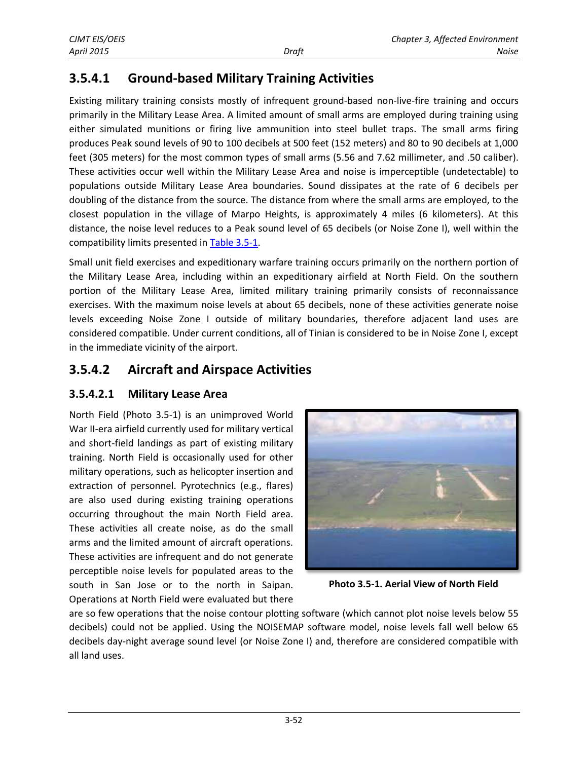### 3.5.4.1 Ground-based Military Training Activities

Existing military training consists mostly of infrequent ground-based non-live-fire training and occurs primarily in the Military Lease Area. A limited amount of small arms are employed during training using either simulated munitions or firing live ammunition into steel bullet traps. The small arms firing produces Peak sound levels of 90 to 100 decibels at 500 feet (152 meters) and 80 to 90 decibels at 1,000 feet (305 meters) for the most common types of small arms (5.56 and 7.62 millimeter, and .50 caliber). These activities occur well within the Military Lease Area and noise is imperceptible (undetectable) to populations outside Military Lease Area boundaries. Sound dissipates at the rate of 6 decibels per doubling of the distance from the source. The distance from where the small arms are employed, to the closest population in the village of Marpo Heights, is approximately 4 miles (6 kilometers). At this distance, the noise level reduces to a Peak sound level of 65 decibels (or Noise Zone I), well within the compatibility limits presented in Table 3.5-1.

Small unit field exercises and expeditionary warfare training occurs primarily on the northern portion of the Military Lease Area, including within an expeditionary airfield at North Field. On the southern portion of the Military Lease Area, limited military training primarily consists of reconnaissance exercises. With the maximum noise levels at about 65 decibels, none of these activities generate noise levels exceeding Noise Zone I outside of military boundaries, therefore adjacent land uses are considered compatible. Under current conditions, all of Tinian is considered to be in Noise Zone I, except in the immediate vicinity of the airport.

### 3.5.4.2 Aircraft and Airspace Activities

#### 3.5.4.2.1 Military Lease Area

North Field (Photo 3.5-1) is an unimproved World War II-era airfield currently used for military vertical and short-field landings as part of existing military training. North Field is occasionally used for other military operations, such as helicopter insertion and extraction of personnel. Pyrotechnics (e.g., flares) are also used during existing training operations occurring throughout the main North Field area. These activities all create noise, as do the small arms and the limited amount of aircraft operations. These activities are infrequent and do not generate perceptible noise levels for populated areas to the south in San Jose or to the north in Saipan. Operations at North Field were evaluated but there are so few operations that the noise contour plotting software (which cannot plot noise levels below 55 decibels) could not be applied. Using the NOISEMAP software model, noise levels fall well below 65 decibels day-night average sound level (or Noise Zone I) and, therefore are considered compatible with all land uses.

**Photo 3.5-1. Aerial View of North Field**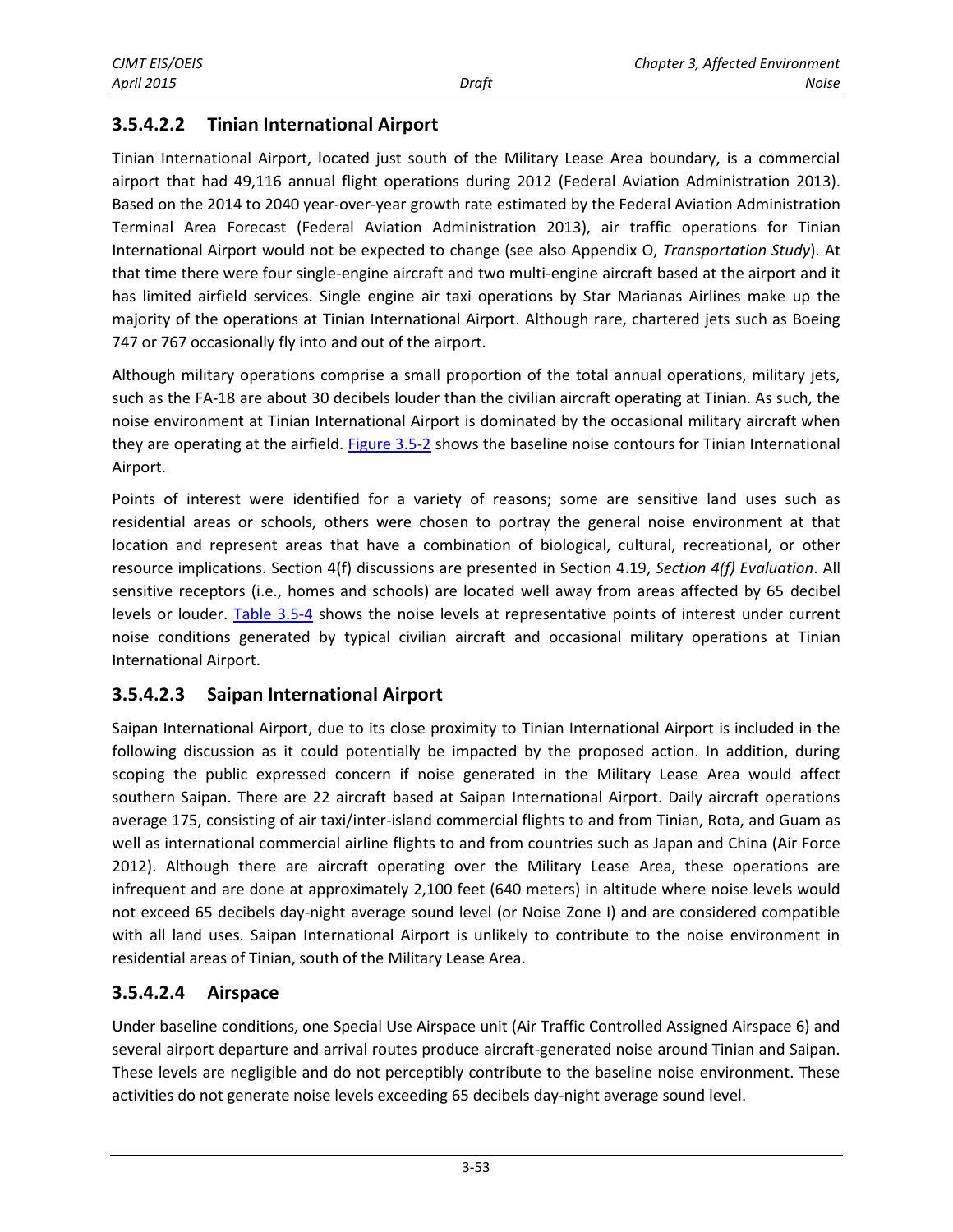#### 3.5.4.2.2 Tinian International Airport

Tinian International Airport, located just south of the Military Lease Area boundary, is a commercial airport that had 49,116 annual flight operations during 2012 (Federal Aviation Administration 2013). Based on the 2014 to 2040 year-over-year growth rate estimated by the Federal Aviation Administration Terminal Area Forecast (Federal Aviation Administration 2013), air traffic operations for Tinian International Airport would not be expected to change (see also Appendix O, *Transportation Study*). At that time there were four single-engine aircraft and two multi-engine aircraft based at the airport and it has limited airfield services. Single engine air taxi operations by Star Marianas Airlines make up the majority of the operations at Tinian International Airport. Although rare, chartered jets such as Boeing 747 or 767 occasionally fly into and out of the airport.

Although military operations comprise a small proportion of the total annual operations, military jets, such as the FA-18 are about 30 decibels louder than the civilian aircraft operating at Tinian. As such, the noise environment at Tinian International Airport is dominated by the occasional military aircraft when they are operating at the airfield. Figure 3.5-2 shows the baseline noise contours for Tinian International Airport.

Points of interest were identified for a variety of reasons; some are sensitive land uses such as residential areas or schools, others were chosen to portray the general noise environment at that location and represent areas that have a combination of biological, cultural, recreational, or other resource implications. Section 4(f) discussions are presented in Section 4.19, *Section 4(f) Evaluation*. All sensitive receptors (i.e., homes and schools) are located well away from areas affected by 65 decibel levels or louder. Table 3.5-4 shows the noise levels at representative points of interest under current noise conditions generated by typical civilian aircraft and occasional military operations at Tinian International Airport.

#### 3.5.4.2.3 Saipan International Airport

Saipan International Airport, due to its close proximity to Tinian International Airport is included in the following discussion as it could potentially be impacted by the proposed action. In addition, during scoping the public expressed concern if noise generated in the Military Lease Area would affect southern Saipan. There are 22 aircraft based at Saipan International Airport. Daily aircraft operations average 175, consisting of air taxi/inter-island commercial flights to and from Tinian, Rota, and Guam as well as international commercial airline flights to and from countries such as Japan and China (Air Force 2012). Although there are aircraft operating over the Military Lease Area, these operations are infrequent and are done at approximately 2,100 feet (640 meters) in altitude where noise levels would not exceed 65 decibels day-night average sound level (or Noise Zone I) and are considered compatible with all land uses. Saipan International Airport is unlikely to contribute to the noise environment in residential areas of Tinian, south of the Military Lease Area.

#### 3.5.4.2.4 Airspace

Under baseline conditions, one Special Use Airspace unit (Air Traffic Controlled Assigned Airspace 6) and several airport departure and arrival routes produce aircraft-generated noise around Tinian and Saipan. These levels are negligible and do not perceptibly contribute to the baseline noise environment. These activities do not generate noise levels exceeding 65 decibels day-night average sound level.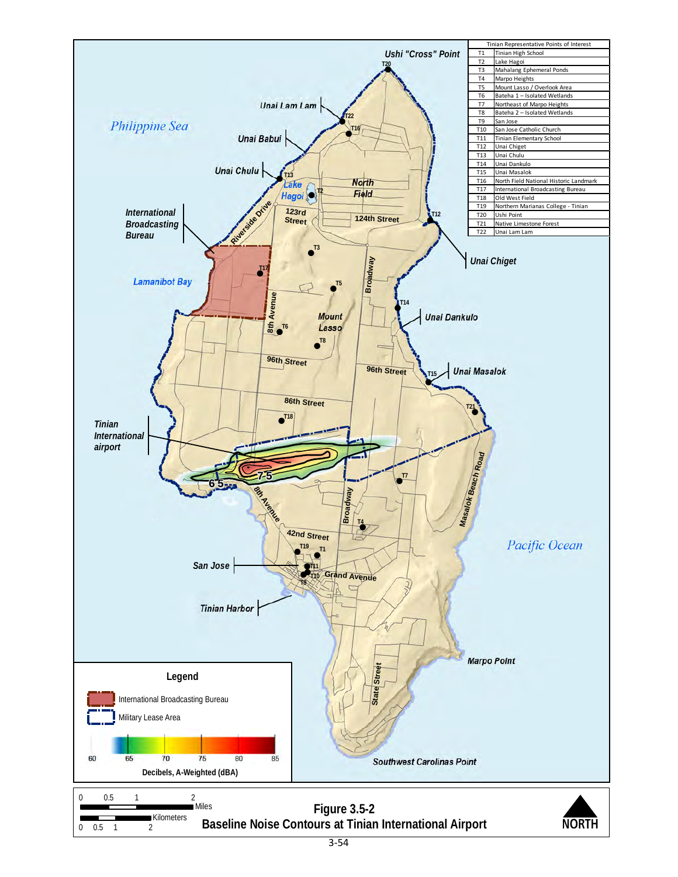| Tinian Representative Points of Interest | |
|---|---|
| T1 | Tinian High School |
| T2 | Lake Hagoi |
| T3 | Mahalang Ephemeral Ponds |
| T4 | Marpo Heights |
| T5 | Mount Lasso / Overlook Area |
| T6 | Bateha 1 – Isolated Wetlands |
| T7 | Northeast of Marpo Heights |
| T8 | Bateha 2 – Isolated Wetlands |
| T9 | San Jose |
| T10 | San Jose Catholic Church |
| T11 | Tinian Elementary School |
| T12 | Unai Chiget |
| T13 | Unai Chulu |
| T14 | Unai Dankulo |
| T15 | Unai Masalok |
| T16 | North Field National Historic Landmark |
| T17 | International Broadcasting Bureau |
| T18 | Old West Field |
| T19 | Northern Marianas College - Tinian |
| T20 | Ushi Point |
| T21 | Native Limestone Forest |
| T22 | Unai Lam Lam |

Ushi "Cross" Point, Unai Lam Lam, Unai Babui, Unai Chulu, Lake Hagoi, North Field, 123rd Street, 124th Street, Riverside Drive, International Broadcasting Bureau, Philippine Sea, Lamanibot Bay, Unai Chiget, Broadway, 8th Avenue, Mount Lasso, Unai Dankulo, 96th Street, Unai Masalok, 86th Street, Tinian International airport, Masalok Beach Road, 42nd Street, Pacific Ocean, San Jose, Grand Avenue, Tinian Harbor, State Street, Marpo Point, Southwest Carolinas Point

**Legend**

- International Broadcasting Bureau
- Military Lease Area

60 65 70 75 80 85

**Decibels, A-Weighted (dBA)**

0 0.5 1 2 Miles

0 0.5 1 2 Kilometers

NORTH

**Figure 3.5-2**
**Baseline Noise Contours at Tinian International Airport**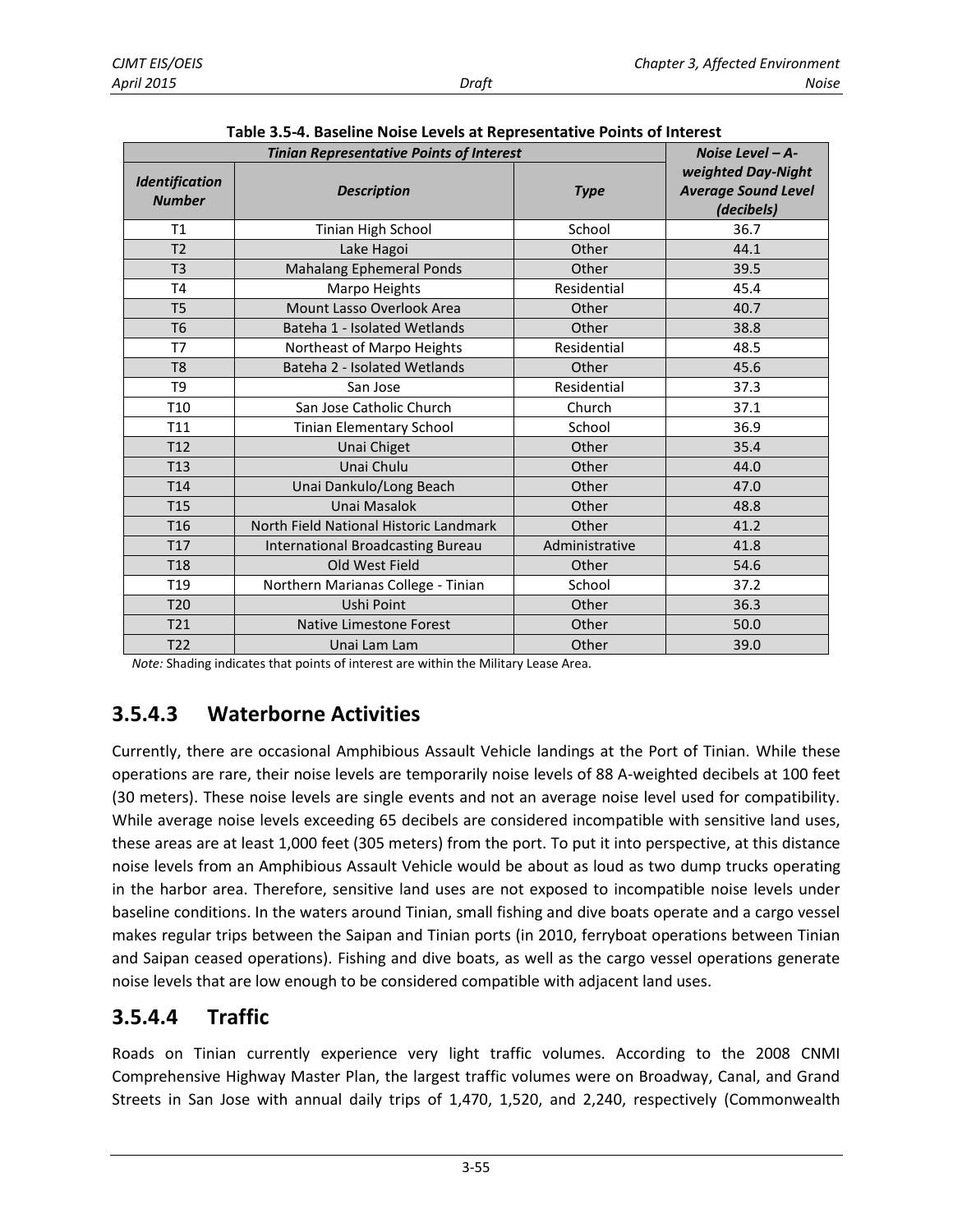**Table 3.5-4. Baseline Noise Levels at Representative Points of Interest**

| *Tinian Representative Points of Interest* | | | *Noise Level – A-weighted Day-Night Average Sound Level (decibels)* |
|---|---|---|---|
| ***Identification Number*** | ***Description*** | ***Type*** | |
| T1 | Tinian High School | School | 36.7 |
| T2 | Lake Hagoi | Other | 44.1 |
| T3 | Mahalang Ephemeral Ponds | Other | 39.5 |
| T4 | Marpo Heights | Residential | 45.4 |
| T5 | Mount Lasso Overlook Area | Other | 40.7 |
| T6 | Bateha 1 - Isolated Wetlands | Other | 38.8 |
| T7 | Northeast of Marpo Heights | Residential | 48.5 |
| T8 | Bateha 2 - Isolated Wetlands | Other | 45.6 |
| T9 | San Jose | Residential | 37.3 |
| T10 | San Jose Catholic Church | Church | 37.1 |
| T11 | Tinian Elementary School | School | 36.9 |
| T12 | Unai Chiget | Other | 35.4 |
| T13 | Unai Chulu | Other | 44.0 |
| T14 | Unai Dankulo/Long Beach | Other | 47.0 |
| T15 | Unai Masalok | Other | 48.8 |
| T16 | North Field National Historic Landmark | Other | 41.2 |
| T17 | International Broadcasting Bureau | Administrative | 41.8 |
| T18 | Old West Field | Other | 54.6 |
| T19 | Northern Marianas College - Tinian | School | 37.2 |
| T20 | Ushi Point | Other | 36.3 |
| T21 | Native Limestone Forest | Other | 50.0 |
| T22 | Unai Lam Lam | Other | 39.0 |

*Note:* Shading indicates that points of interest are within the Military Lease Area.

### 3.5.4.3 Waterborne Activities

Currently, there are occasional Amphibious Assault Vehicle landings at the Port of Tinian. While these operations are rare, their noise levels are temporarily noise levels of 88 A-weighted decibels at 100 feet (30 meters). These noise levels are single events and not an average noise level used for compatibility. While average noise levels exceeding 65 decibels are considered incompatible with sensitive land uses, these areas are at least 1,000 feet (305 meters) from the port. To put it into perspective, at this distance noise levels from an Amphibious Assault Vehicle would be about as loud as two dump trucks operating in the harbor area. Therefore, sensitive land uses are not exposed to incompatible noise levels under baseline conditions. In the waters around Tinian, small fishing and dive boats operate and a cargo vessel makes regular trips between the Saipan and Tinian ports (in 2010, ferryboat operations between Tinian and Saipan ceased operations). Fishing and dive boats, as well as the cargo vessel operations generate noise levels that are low enough to be considered compatible with adjacent land uses.

### 3.5.4.4 Traffic

Roads on Tinian currently experience very light traffic volumes. According to the 2008 CNMI Comprehensive Highway Master Plan, the largest traffic volumes were on Broadway, Canal, and Grand Streets in San Jose with annual daily trips of 1,470, 1,520, and 2,240, respectively (Commonwealth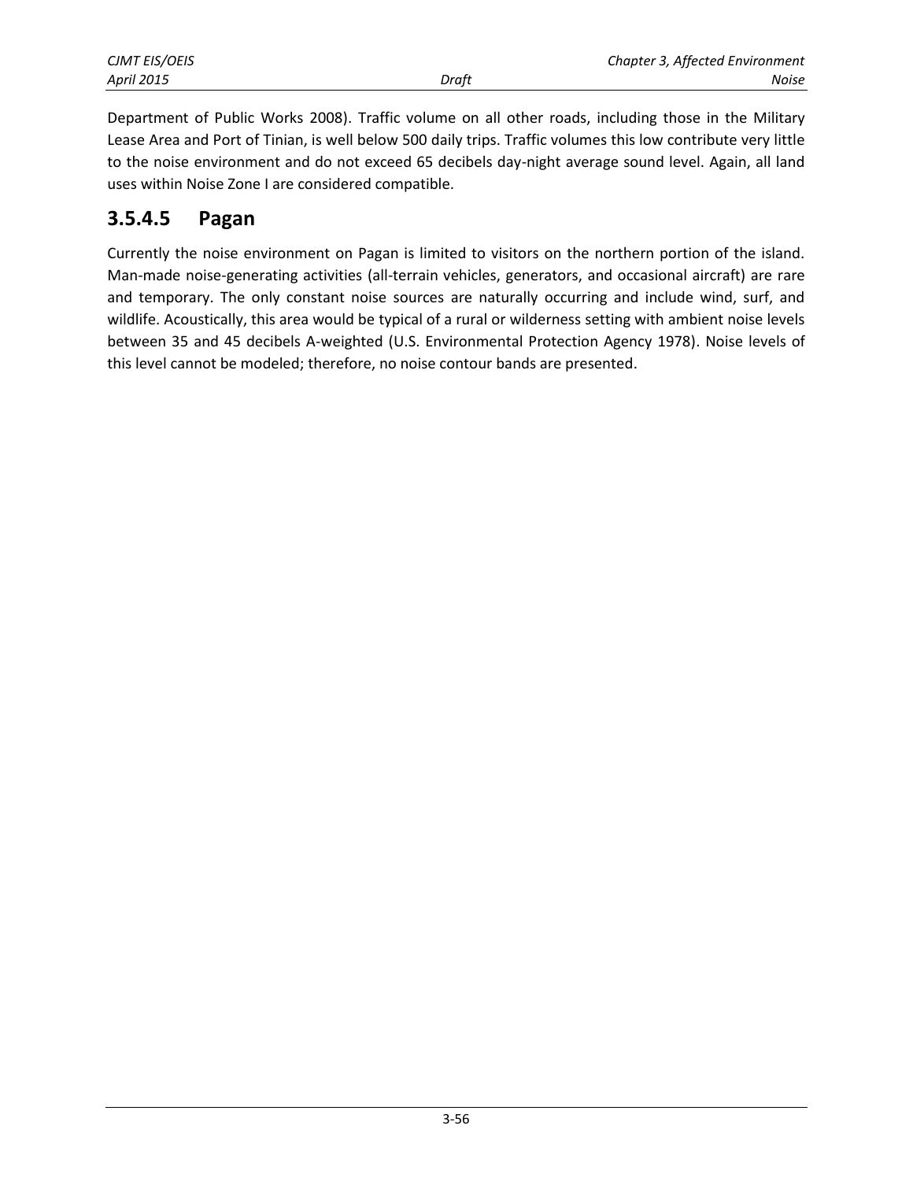Department of Public Works 2008). Traffic volume on all other roads, including those in the Military Lease Area and Port of Tinian, is well below 500 daily trips. Traffic volumes this low contribute very little to the noise environment and do not exceed 65 decibels day-night average sound level. Again, all land uses within Noise Zone I are considered compatible.

## 3.5.4.5 Pagan

Currently the noise environment on Pagan is limited to visitors on the northern portion of the island. Man-made noise-generating activities (all-terrain vehicles, generators, and occasional aircraft) are rare and temporary. The only constant noise sources are naturally occurring and include wind, surf, and wildlife. Acoustically, this area would be typical of a rural or wilderness setting with ambient noise levels between 35 and 45 decibels A-weighted (U.S. Environmental Protection Agency 1978). Noise levels of this level cannot be modeled; therefore, no noise contour bands are presented.